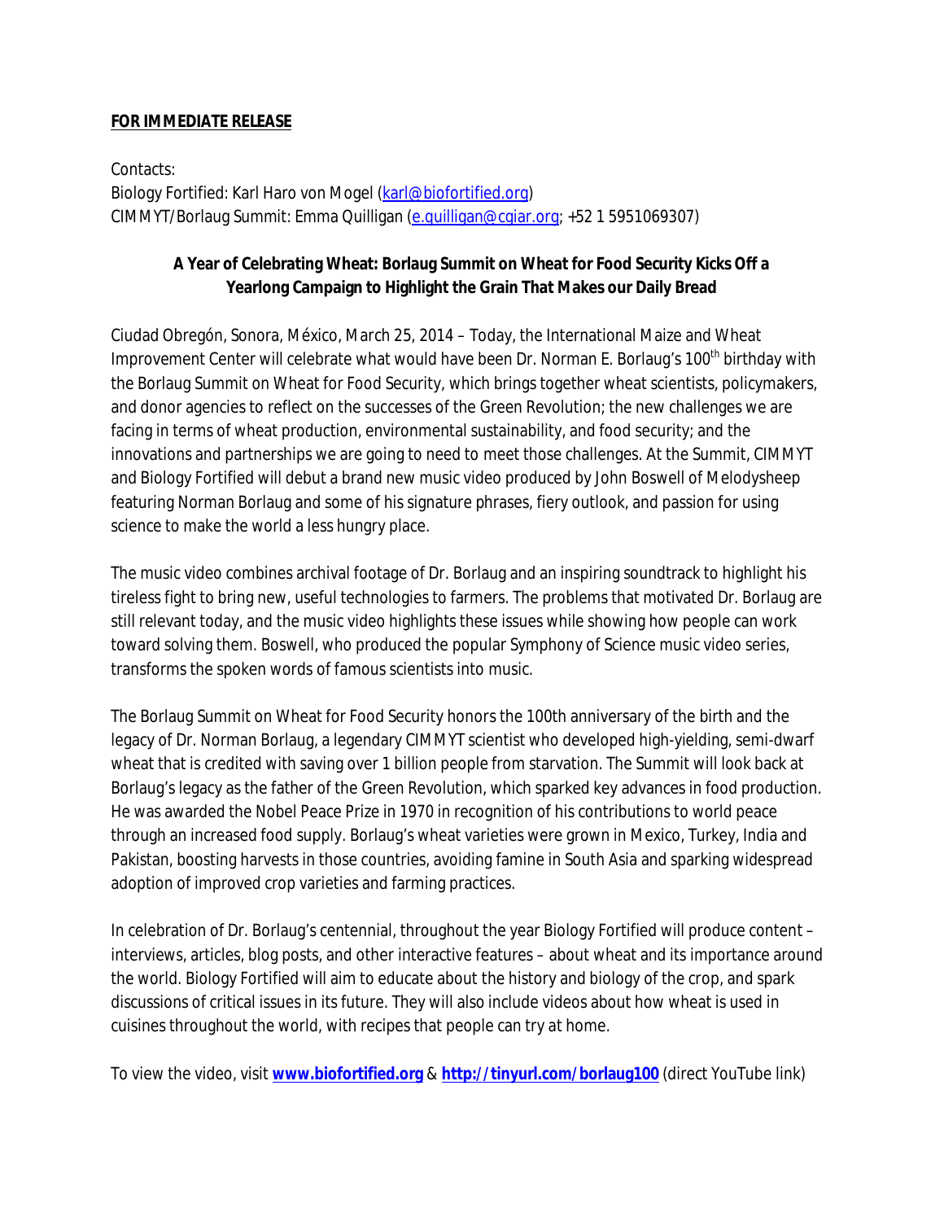**FOR IMMEDIATE RELEASE**

Contacts:
Biology Fortified: Karl Haro von Mogel (karl@biofortified.org)
CIMMYT/Borlaug Summit: Emma Quilligan (e.quilligan@cgiar.org; +52 1 5951069307)

**A Year of Celebrating Wheat: Borlaug Summit on Wheat for Food Security Kicks Off a Yearlong Campaign to Highlight the Grain That Makes our Daily Bread**

Ciudad Obregón, Sonora, México, March 25, 2014 – Today, the International Maize and Wheat Improvement Center will celebrate what would have been Dr. Norman E. Borlaug's 100th birthday with the Borlaug Summit on Wheat for Food Security, which brings together wheat scientists, policymakers, and donor agencies to reflect on the successes of the Green Revolution; the new challenges we are facing in terms of wheat production, environmental sustainability, and food security; and the innovations and partnerships we are going to need to meet those challenges. At the Summit, CIMMYT and Biology Fortified will debut a brand new music video produced by John Boswell of Melodysheep featuring Norman Borlaug and some of his signature phrases, fiery outlook, and passion for using science to make the world a less hungry place.

The music video combines archival footage of Dr. Borlaug and an inspiring soundtrack to highlight his tireless fight to bring new, useful technologies to farmers. The problems that motivated Dr. Borlaug are still relevant today, and the music video highlights these issues while showing how people can work toward solving them. Boswell, who produced the popular Symphony of Science music video series, transforms the spoken words of famous scientists into music.

The Borlaug Summit on Wheat for Food Security honors the 100th anniversary of the birth and the legacy of Dr. Norman Borlaug, a legendary CIMMYT scientist who developed high-yielding, semi-dwarf wheat that is credited with saving over 1 billion people from starvation. The Summit will look back at Borlaug's legacy as the father of the Green Revolution, which sparked key advances in food production. He was awarded the Nobel Peace Prize in 1970 in recognition of his contributions to world peace through an increased food supply. Borlaug's wheat varieties were grown in Mexico, Turkey, India and Pakistan, boosting harvests in those countries, avoiding famine in South Asia and sparking widespread adoption of improved crop varieties and farming practices.

In celebration of Dr. Borlaug's centennial, throughout the year Biology Fortified will produce content – interviews, articles, blog posts, and other interactive features – about wheat and its importance around the world. Biology Fortified will aim to educate about the history and biology of the crop, and spark discussions of critical issues in its future. They will also include videos about how wheat is used in cuisines throughout the world, with recipes that people can try at home.

To view the video, visit **www.biofortified.org** & **http://tinyurl.com/borlaug100** (direct YouTube link)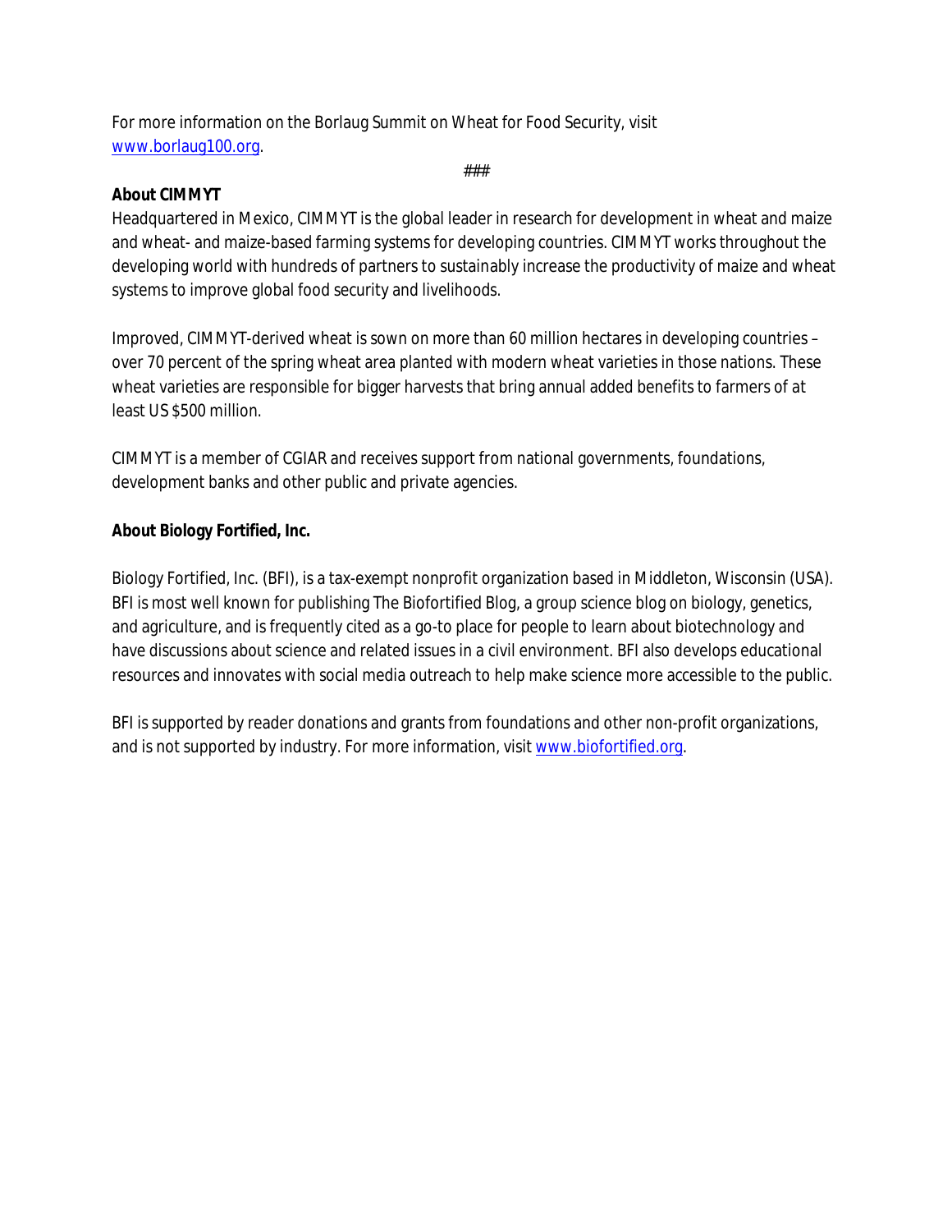For more information on the Borlaug Summit on Wheat for Food Security, visit [www.borlaug100.org](http://www.borlaug100.org).

###

**About CIMMYT**

Headquartered in Mexico, CIMMYT is the global leader in research for development in wheat and maize and wheat- and maize-based farming systems for developing countries. CIMMYT works throughout the developing world with hundreds of partners to sustainably increase the productivity of maize and wheat systems to improve global food security and livelihoods.

Improved, CIMMYT-derived wheat is sown on more than 60 million hectares in developing countries – over 70 percent of the spring wheat area planted with modern wheat varieties in those nations. These wheat varieties are responsible for bigger harvests that bring annual added benefits to farmers of at least US $500 million.

CIMMYT is a member of CGIAR and receives support from national governments, foundations, development banks and other public and private agencies.

**About Biology Fortified, Inc.**

Biology Fortified, Inc. (BFI), is a tax-exempt nonprofit organization based in Middleton, Wisconsin (USA). BFI is most well known for publishing The Biofortified Blog, a group science blog on biology, genetics, and agriculture, and is frequently cited as a go-to place for people to learn about biotechnology and have discussions about science and related issues in a civil environment. BFI also develops educational resources and innovates with social media outreach to help make science more accessible to the public.

BFI is supported by reader donations and grants from foundations and other non-profit organizations, and is not supported by industry. For more information, visit [www.biofortified.org](http://www.biofortified.org).